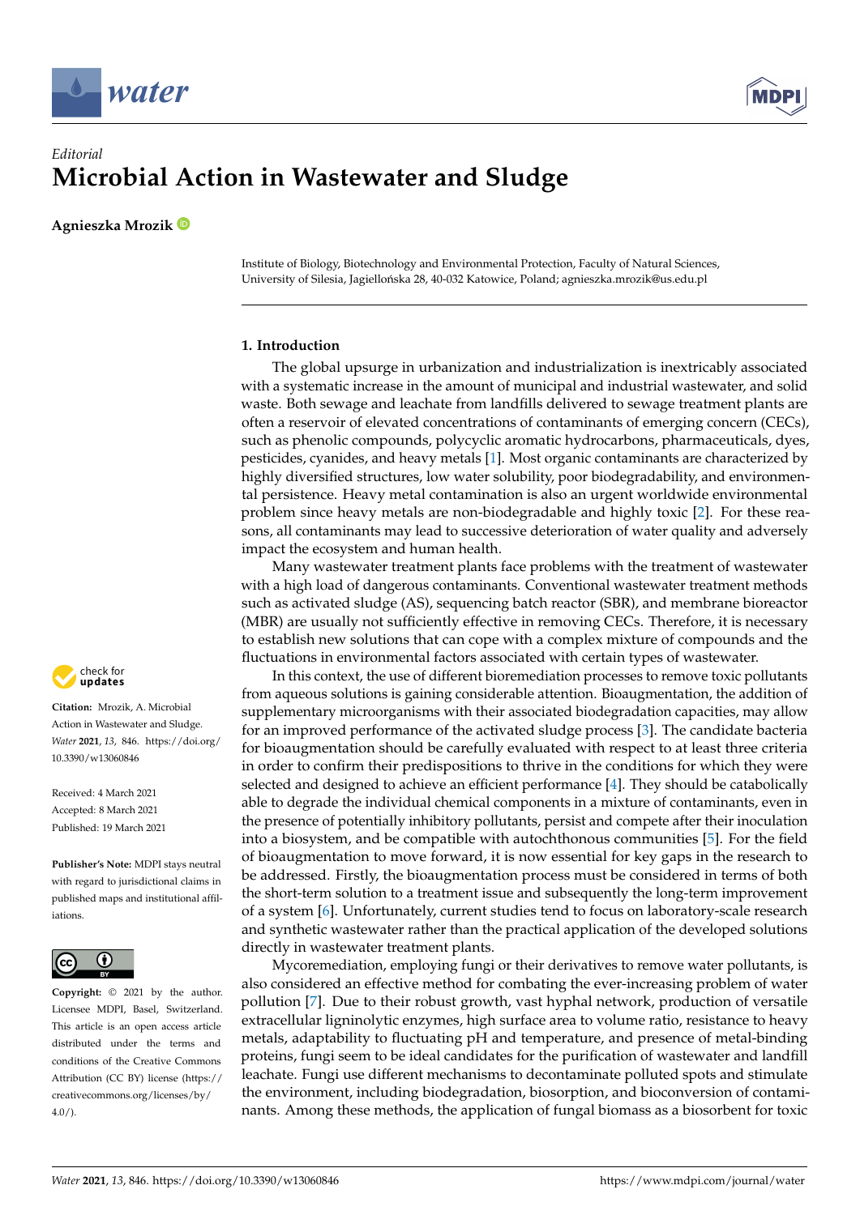*Editorial*

# Microbial Action in Wastewater and Sludge

**Agnieszka Mrozik**

Institute of Biology, Biotechnology and Environmental Protection, Faculty of Natural Sciences, University of Silesia, Jagiellońska 28, 40-032 Katowice, Poland; agnieszka.mrozik@us.edu.pl

**Citation:** Mrozik, A. Microbial Action in Wastewater and Sludge. *Water* **2021**, *13*, 846. https://doi.org/10.3390/w13060846

Received: 4 March 2021
Accepted: 8 March 2021
Published: 19 March 2021

**Publisher's Note:** MDPI stays neutral with regard to jurisdictional claims in published maps and institutional affiliations.

**Copyright:** © 2021 by the author. Licensee MDPI, Basel, Switzerland. This article is an open access article distributed under the terms and conditions of the Creative Commons Attribution (CC BY) license (https://creativecommons.org/licenses/by/4.0/).

## 1. Introduction

The global upsurge in urbanization and industrialization is inextricably associated with a systematic increase in the amount of municipal and industrial wastewater, and solid waste. Both sewage and leachate from landfills delivered to sewage treatment plants are often a reservoir of elevated concentrations of contaminants of emerging concern (CECs), such as phenolic compounds, polycyclic aromatic hydrocarbons, pharmaceuticals, dyes, pesticides, cyanides, and heavy metals [1]. Most organic contaminants are characterized by highly diversified structures, low water solubility, poor biodegradability, and environmental persistence. Heavy metal contamination is also an urgent worldwide environmental problem since heavy metals are non-biodegradable and highly toxic [2]. For these reasons, all contaminants may lead to successive deterioration of water quality and adversely impact the ecosystem and human health.

Many wastewater treatment plants face problems with the treatment of wastewater with a high load of dangerous contaminants. Conventional wastewater treatment methods such as activated sludge (AS), sequencing batch reactor (SBR), and membrane bioreactor (MBR) are usually not sufficiently effective in removing CECs. Therefore, it is necessary to establish new solutions that can cope with a complex mixture of compounds and the fluctuations in environmental factors associated with certain types of wastewater.

In this context, the use of different bioremediation processes to remove toxic pollutants from aqueous solutions is gaining considerable attention. Bioaugmentation, the addition of supplementary microorganisms with their associated biodegradation capacities, may allow for an improved performance of the activated sludge process [3]. The candidate bacteria for bioaugmentation should be carefully evaluated with respect to at least three criteria in order to confirm their predispositions to thrive in the conditions for which they were selected and designed to achieve an efficient performance [4]. They should be catabolically able to degrade the individual chemical components in a mixture of contaminants, even in the presence of potentially inhibitory pollutants, persist and compete after their inoculation into a biosystem, and be compatible with autochthonous communities [5]. For the field of bioaugmentation to move forward, it is now essential for key gaps in the research to be addressed. Firstly, the bioaugmentation process must be considered in terms of both the short-term solution to a treatment issue and subsequently the long-term improvement of a system [6]. Unfortunately, current studies tend to focus on laboratory-scale research and synthetic wastewater rather than the practical application of the developed solutions directly in wastewater treatment plants.

Mycoremediation, employing fungi or their derivatives to remove water pollutants, is also considered an effective method for combating the ever-increasing problem of water pollution [7]. Due to their robust growth, vast hyphal network, production of versatile extracellular ligninolytic enzymes, high surface area to volume ratio, resistance to heavy metals, adaptability to fluctuating pH and temperature, and presence of metal-binding proteins, fungi seem to be ideal candidates for the purification of wastewater and landfill leachate. Fungi use different mechanisms to decontaminate polluted spots and stimulate the environment, including biodegradation, biosorption, and bioconversion of contaminants. Among these methods, the application of fungal biomass as a biosorbent for toxic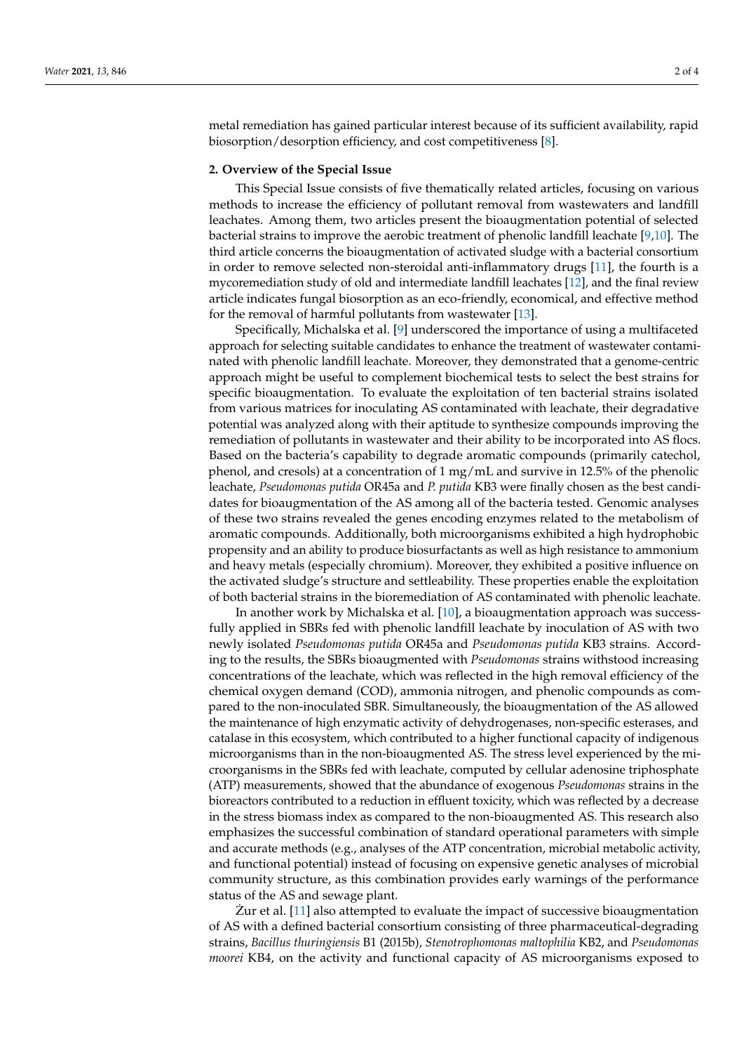metal remediation has gained particular interest because of its sufficient availability, rapid biosorption/desorption efficiency, and cost competitiveness [8].

## 2. Overview of the Special Issue

This Special Issue consists of five thematically related articles, focusing on various methods to increase the efficiency of pollutant removal from wastewaters and landfill leachates. Among them, two articles present the bioaugmentation potential of selected bacterial strains to improve the aerobic treatment of phenolic landfill leachate [9,10]. The third article concerns the bioaugmentation of activated sludge with a bacterial consortium in order to remove selected non-steroidal anti-inflammatory drugs [11], the fourth is a mycoremediation study of old and intermediate landfill leachates [12], and the final review article indicates fungal biosorption as an eco-friendly, economical, and effective method for the removal of harmful pollutants from wastewater [13].

Specifically, Michalska et al. [9] underscored the importance of using a multifaceted approach for selecting suitable candidates to enhance the treatment of wastewater contaminated with phenolic landfill leachate. Moreover, they demonstrated that a genome-centric approach might be useful to complement biochemical tests to select the best strains for specific bioaugmentation. To evaluate the exploitation of ten bacterial strains isolated from various matrices for inoculating AS contaminated with leachate, their degradative potential was analyzed along with their aptitude to synthesize compounds improving the remediation of pollutants in wastewater and their ability to be incorporated into AS flocs. Based on the bacteria's capability to degrade aromatic compounds (primarily catechol, phenol, and cresols) at a concentration of 1 mg/mL and survive in 12.5% of the phenolic leachate, *Pseudomonas putida* OR45a and *P. putida* KB3 were finally chosen as the best candidates for bioaugmentation of the AS among all of the bacteria tested. Genomic analyses of these two strains revealed the genes encoding enzymes related to the metabolism of aromatic compounds. Additionally, both microorganisms exhibited a high hydrophobic propensity and an ability to produce biosurfactants as well as high resistance to ammonium and heavy metals (especially chromium). Moreover, they exhibited a positive influence on the activated sludge's structure and settleability. These properties enable the exploitation of both bacterial strains in the bioremediation of AS contaminated with phenolic leachate.

In another work by Michalska et al. [10], a bioaugmentation approach was successfully applied in SBRs fed with phenolic landfill leachate by inoculation of AS with two newly isolated *Pseudomonas putida* OR45a and *Pseudomonas putida* KB3 strains. According to the results, the SBRs bioaugmented with *Pseudomonas* strains withstood increasing concentrations of the leachate, which was reflected in the high removal efficiency of the chemical oxygen demand (COD), ammonia nitrogen, and phenolic compounds as compared to the non-inoculated SBR. Simultaneously, the bioaugmentation of the AS allowed the maintenance of high enzymatic activity of dehydrogenases, non-specific esterases, and catalase in this ecosystem, which contributed to a higher functional capacity of indigenous microorganisms than in the non-bioaugmented AS. The stress level experienced by the microorganisms in the SBRs fed with leachate, computed by cellular adenosine triphosphate (ATP) measurements, showed that the abundance of exogenous *Pseudomonas* strains in the bioreactors contributed to a reduction in effluent toxicity, which was reflected by a decrease in the stress biomass index as compared to the non-bioaugmented AS. This research also emphasizes the successful combination of standard operational parameters with simple and accurate methods (e.g., analyses of the ATP concentration, microbial metabolic activity, and functional potential) instead of focusing on expensive genetic analyses of microbial community structure, as this combination provides early warnings of the performance status of the AS and sewage plant.

Żur et al. [11] also attempted to evaluate the impact of successive bioaugmentation of AS with a defined bacterial consortium consisting of three pharmaceutical-degrading strains, *Bacillus thuringiensis* B1 (2015b), *Stenotrophomonas maltophilia* KB2, and *Pseudomonas moorei* KB4, on the activity and functional capacity of AS microorganisms exposed to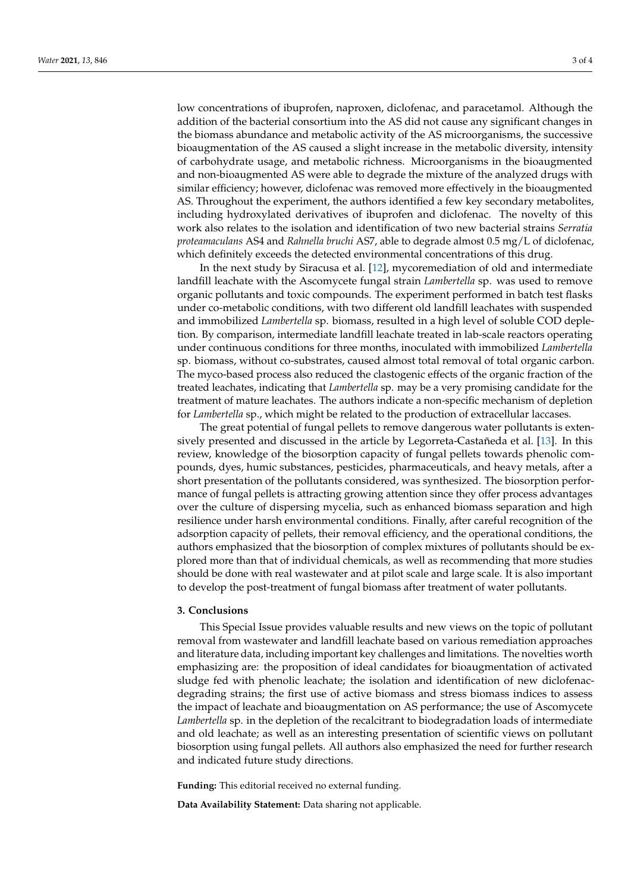low concentrations of ibuprofen, naproxen, diclofenac, and paracetamol. Although the addition of the bacterial consortium into the AS did not cause any significant changes in the biomass abundance and metabolic activity of the AS microorganisms, the successive bioaugmentation of the AS caused a slight increase in the metabolic diversity, intensity of carbohydrate usage, and metabolic richness. Microorganisms in the bioaugmented and non-bioaugmented AS were able to degrade the mixture of the analyzed drugs with similar efficiency; however, diclofenac was removed more effectively in the bioaugmented AS. Throughout the experiment, the authors identified a few key secondary metabolites, including hydroxylated derivatives of ibuprofen and diclofenac. The novelty of this work also relates to the isolation and identification of two new bacterial strains *Serratia proteamaculans* AS4 and *Rahnella bruchi* AS7, able to degrade almost 0.5 mg/L of diclofenac, which definitely exceeds the detected environmental concentrations of this drug.

In the next study by Siracusa et al. [12], mycoremediation of old and intermediate landfill leachate with the Ascomycete fungal strain *Lambertella* sp. was used to remove organic pollutants and toxic compounds. The experiment performed in batch test flasks under co-metabolic conditions, with two different old landfill leachates with suspended and immobilized *Lambertella* sp. biomass, resulted in a high level of soluble COD depletion. By comparison, intermediate landfill leachate treated in lab-scale reactors operating under continuous conditions for three months, inoculated with immobilized *Lambertella* sp. biomass, without co-substrates, caused almost total removal of total organic carbon. The myco-based process also reduced the clastogenic effects of the organic fraction of the treated leachates, indicating that *Lambertella* sp. may be a very promising candidate for the treatment of mature leachates. The authors indicate a non-specific mechanism of depletion for *Lambertella* sp., which might be related to the production of extracellular laccases.

The great potential of fungal pellets to remove dangerous water pollutants is extensively presented and discussed in the article by Legorreta-Castañeda et al. [13]. In this review, knowledge of the biosorption capacity of fungal pellets towards phenolic compounds, dyes, humic substances, pesticides, pharmaceuticals, and heavy metals, after a short presentation of the pollutants considered, was synthesized. The biosorption performance of fungal pellets is attracting growing attention since they offer process advantages over the culture of dispersing mycelia, such as enhanced biomass separation and high resilience under harsh environmental conditions. Finally, after careful recognition of the adsorption capacity of pellets, their removal efficiency, and the operational conditions, the authors emphasized that the biosorption of complex mixtures of pollutants should be explored more than that of individual chemicals, as well as recommending that more studies should be done with real wastewater and at pilot scale and large scale. It is also important to develop the post-treatment of fungal biomass after treatment of water pollutants.

## 3. Conclusions

This Special Issue provides valuable results and new views on the topic of pollutant removal from wastewater and landfill leachate based on various remediation approaches and literature data, including important key challenges and limitations. The novelties worth emphasizing are: the proposition of ideal candidates for bioaugmentation of activated sludge fed with phenolic leachate; the isolation and identification of new diclofenac-degrading strains; the first use of active biomass and stress biomass indices to assess the impact of leachate and bioaugmentation on AS performance; the use of Ascomycete *Lambertella* sp. in the depletion of the recalcitrant to biodegradation loads of intermediate and old leachate; as well as an interesting presentation of scientific views on pollutant biosorption using fungal pellets. All authors also emphasized the need for further research and indicated future study directions.

**Funding:** This editorial received no external funding.

**Data Availability Statement:** Data sharing not applicable.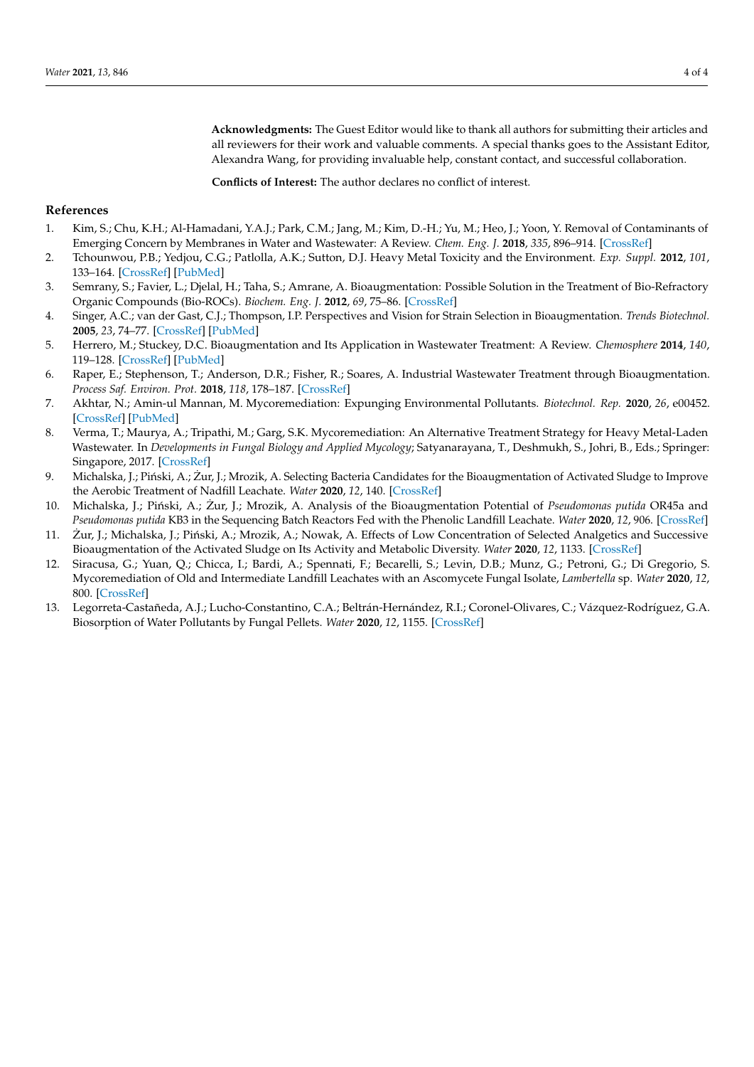**Acknowledgments:** The Guest Editor would like to thank all authors for submitting their articles and all reviewers for their work and valuable comments. A special thanks goes to the Assistant Editor, Alexandra Wang, for providing invaluable help, constant contact, and successful collaboration.

**Conflicts of Interest:** The author declares no conflict of interest.

## References

1. Kim, S.; Chu, K.H.; Al-Hamadani, Y.A.J.; Park, C.M.; Jang, M.; Kim, D.-H.; Yu, M.; Heo, J.; Yoon, Y. Removal of Contaminants of Emerging Concern by Membranes in Water and Wastewater: A Review. *Chem. Eng. J.* **2018**, *335*, 896–914. [CrossRef]
2. Tchounwou, P.B.; Yedjou, C.G.; Patlolla, A.K.; Sutton, D.J. Heavy Metal Toxicity and the Environment. *Exp. Suppl.* **2012**, *101*, 133–164. [CrossRef] [PubMed]
3. Semrany, S.; Favier, L.; Djelal, H.; Taha, S.; Amrane, A. Bioaugmentation: Possible Solution in the Treatment of Bio-Refractory Organic Compounds (Bio-ROCs). *Biochem. Eng. J.* **2012**, *69*, 75–86. [CrossRef]
4. Singer, A.C.; van der Gast, C.J.; Thompson, I.P. Perspectives and Vision for Strain Selection in Bioaugmentation. *Trends Biotechnol.* **2005**, *23*, 74–77. [CrossRef] [PubMed]
5. Herrero, M.; Stuckey, D.C. Bioaugmentation and Its Application in Wastewater Treatment: A Review. *Chemosphere* **2014**, *140*, 119–128. [CrossRef] [PubMed]
6. Raper, E.; Stephenson, T.; Anderson, D.R.; Fisher, R.; Soares, A. Industrial Wastewater Treatment through Bioaugmentation. *Process Saf. Environ. Prot.* **2018**, *118*, 178–187. [CrossRef]
7. Akhtar, N.; Amin-ul Mannan, M. Mycoremediation: Expunging Environmental Pollutants. *Biotechnol. Rep.* **2020**, *26*, e00452. [CrossRef] [PubMed]
8. Verma, T.; Maurya, A.; Tripathi, M.; Garg, S.K. Mycoremediation: An Alternative Treatment Strategy for Heavy Metal-Laden Wastewater. In *Developments in Fungal Biology and Applied Mycology*; Satyanarayana, T., Deshmukh, S., Johri, B., Eds.; Springer: Singapore, 2017. [CrossRef]
9. Michalska, J.; Piński, A.; Żur, J.; Mrozik, A. Selecting Bacteria Candidates for the Bioaugmentation of Activated Sludge to Improve the Aerobic Treatment of Nadfill Leachate. *Water* **2020**, *12*, 140. [CrossRef]
10. Michalska, J.; Piński, A.; Żur, J.; Mrozik, A. Analysis of the Bioaugmentation Potential of *Pseudomonas putida* OR45a and *Pseudomonas putida* KB3 in the Sequencing Batch Reactors Fed with the Phenolic Landfill Leachate. *Water* **2020**, *12*, 906. [CrossRef]
11. Żur, J.; Michalska, J.; Piński, A.; Mrozik, A.; Nowak, A. Effects of Low Concentration of Selected Analgetics and Successive Bioaugmentation of the Activated Sludge on Its Activity and Metabolic Diversity. *Water* **2020**, *12*, 1133. [CrossRef]
12. Siracusa, G.; Yuan, Q.; Chicca, I.; Bardi, A.; Spennati, F.; Becarelli, S.; Levin, D.B.; Munz, G.; Petroni, G.; Di Gregorio, S. Mycoremediation of Old and Intermediate Landfill Leachates with an Ascomycete Fungal Isolate, *Lambertella* sp. *Water* **2020**, *12*, 800. [CrossRef]
13. Legorreta-Castañeda, A.J.; Lucho-Constantino, C.A.; Beltrán-Hernández, R.I.; Coronel-Olivares, C.; Vázquez-Rodríguez, G.A. Biosorption of Water Pollutants by Fungal Pellets. *Water* **2020**, *12*, 1155. [CrossRef]